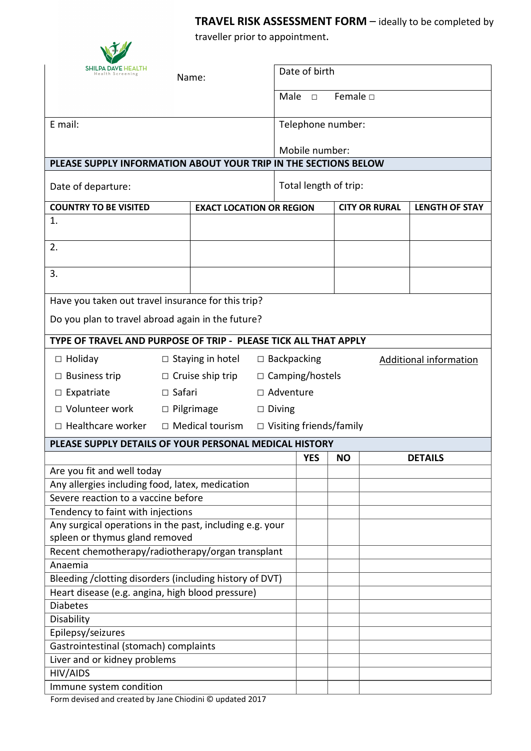# TRAVEL RISK ASSESSMENT FORM – ideally to be completed by traveller prior to appointment.

SHILPA DAVE HEALTH
Health Screening

| Name: | Date of birth |
|---|---|
| | Male □ Female □ |
| E mail: | Telephone number: Mobile number: |

**PLEASE SUPPLY INFORMATION ABOUT YOUR TRIP IN THE SECTIONS BELOW**

| Date of departure: | Total length of trip: |
|---|---|

| COUNTRY TO BE VISITED | EXACT LOCATION OR REGION | CITY OR RURAL | LENGTH OF STAY |
|---|---|---|---|
| 1. | | | |
| 2. | | | |
| 3. | | | |

Have you taken out travel insurance for this trip?

Do you plan to travel abroad again in the future?

**TYPE OF TRAVEL AND PURPOSE OF TRIP - PLEASE TICK ALL THAT APPLY**

| | | | |
|---|---|---|---|
| □ Holiday | □ Staying in hotel | □ Backpacking | Additional information |
| □ Business trip | □ Cruise ship trip | □ Camping/hostels | |
| □ Expatriate | □ Safari | □ Adventure | |
| □ Volunteer work | □ Pilgrimage | □ Diving | |
| □ Healthcare worker | □ Medical tourism | □ Visiting friends/family | |

**PLEASE SUPPLY DETAILS OF YOUR PERSONAL MEDICAL HISTORY**

| | YES | NO | DETAILS |
|---|---|---|---|
| Are you fit and well today | | | |
| Any allergies including food, latex, medication | | | |
| Severe reaction to a vaccine before | | | |
| Tendency to faint with injections | | | |
| Any surgical operations in the past, including e.g. your spleen or thymus gland removed | | | |
| Recent chemotherapy/radiotherapy/organ transplant | | | |
| Anaemia | | | |
| Bleeding /clotting disorders (including history of DVT) | | | |
| Heart disease (e.g. angina, high blood pressure) | | | |
| Diabetes | | | |
| Disability | | | |
| Epilepsy/seizures | | | |
| Gastrointestinal (stomach) complaints | | | |
| Liver and or kidney problems | | | |
| HIV/AIDS | | | |
| Immune system condition | | | |

Form devised and created by Jane Chiodini © updated 2017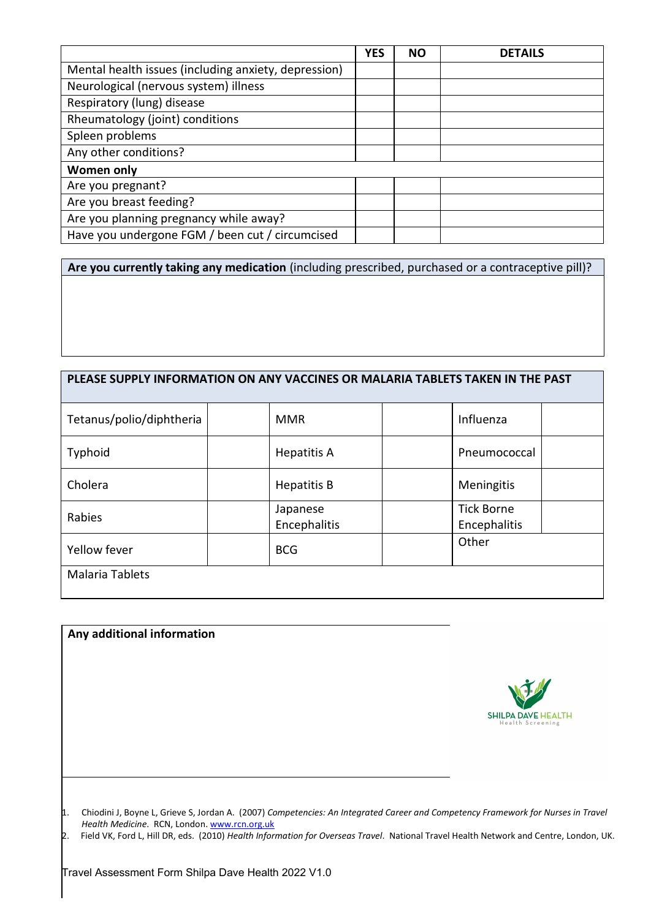| | YES | NO | DETAILS |
|---|---|---|---|
| Mental health issues (including anxiety, depression) | | | |
| Neurological (nervous system) illness | | | |
| Respiratory (lung) disease | | | |
| Rheumatology (joint) conditions | | | |
| Spleen problems | | | |
| Any other conditions? | | | |
| **Women only** | | | |
| Are you pregnant? | | | |
| Are you breast feeding? | | | |
| Are you planning pregnancy while away? | | | |
| Have you undergone FGM / been cut / circumcised | | | |

**Are you currently taking any medication** (including prescribed, purchased or a contraceptive pill)?

| **PLEASE SUPPLY INFORMATION ON ANY VACCINES OR MALARIA TABLETS TAKEN IN THE PAST** | | | | | |
|---|---|---|---|---|---|
| Tetanus/polio/diphtheria | | MMR | | Influenza | |
| Typhoid | | Hepatitis A | | Pneumococcal | |
| Cholera | | Hepatitis B | | Meningitis | |
| Rabies | | Japanese Encephalitis | | Tick Borne Encephalitis | |
| Yellow fever | | BCG | | Other | |
| Malaria Tablets | | | | | |

**Any additional information**

SHILPA DAVE HEALTH
Health Screening

1. Chiodini J, Boyne L, Grieve S, Jordan A. (2007) *Competencies: An Integrated Career and Competency Framework for Nurses in Travel Health Medicine*. RCN, London. www.rcn.org.uk
2. Field VK, Ford L, Hill DR, eds. (2010) *Health Information for Overseas Travel*. National Travel Health Network and Centre, London, UK.

Travel Assessment Form Shilpa Dave Health 2022 V1.0